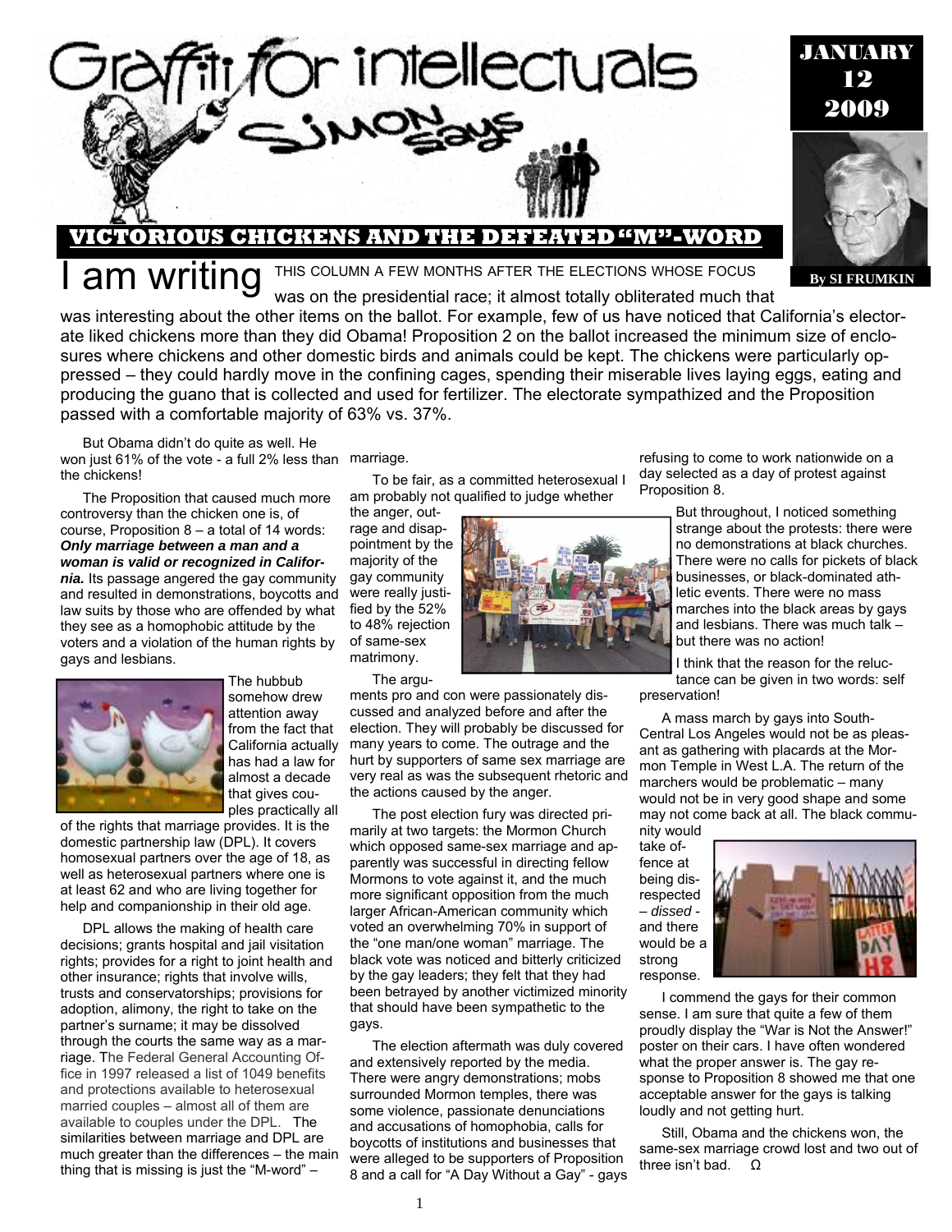# Graffiti for intellectuals

## SIMON SAYS

**JANUARY 12 2009**

**By SI FRUMKIN**

## VICTORIOUS CHICKENS AND THE DEFEATED "M"-WORD

I am writing THIS COLUMN A FEW MONTHS AFTER THE ELECTIONS WHOSE FOCUS was on the presidential race; it almost totally obliterated much that was interesting about the other items on the ballot. For example, few of us have noticed that California's electorate liked chickens more than they did Obama! Proposition 2 on the ballot increased the minimum size of enclosures where chickens and other domestic birds and animals could be kept. The chickens were particularly oppressed – they could hardly move in the confining cages, spending their miserable lives laying eggs, eating and producing the guano that is collected and used for fertilizer. The electorate sympathized and the Proposition passed with a comfortable majority of 63% vs. 37%.

But Obama didn't do quite as well. He won just 61% of the vote - a full 2% less than the chickens!

The Proposition that caused much more controversy than the chicken one is, of course, Proposition 8 – a total of 14 words: ***Only marriage between a man and a woman is valid or recognized in California.*** Its passage angered the gay community and resulted in demonstrations, boycotts and law suits by those who are offended by what they see as a homophobic attitude by the voters and a violation of the human rights by gays and lesbians.

The hubbub somehow drew attention away from the fact that California actually has had a law for almost a decade that gives couples practically all of the rights that marriage provides. It is the domestic partnership law (DPL). It covers homosexual partners over the age of 18, as well as heterosexual partners where one is at least 62 and who are living together for help and companionship in their old age.

DPL allows the making of health care decisions; grants hospital and jail visitation rights; provides for a right to joint health and other insurance; rights that involve wills, trusts and conservatorships; provisions for adoption, alimony, the right to take on the partner's surname; it may be dissolved through the courts the same way as a marriage. The Federal General Accounting Office in 1997 released a list of 1049 benefits and protections available to heterosexual married couples – almost all of them are available to couples under the DPL. The similarities between marriage and DPL are much greater than the differences – the main thing that is missing is just the "M-word" – marriage.

To be fair, as a committed heterosexual I am probably not qualified to judge whether the anger, outrage and disappointment by the majority of the gay community were really justified by the 52% to 48% rejection of same-sex matrimony.

The arguments pro and con were passionately discussed and analyzed before and after the election. They will probably be discussed for many years to come. The outrage and the hurt by supporters of same sex marriage are very real as was the subsequent rhetoric and the actions caused by the anger.

The post election fury was directed primarily at two targets: the Mormon Church which opposed same-sex marriage and apparently was successful in directing fellow Mormons to vote against it, and the much more significant opposition from the much larger African-American community which voted an overwhelming 70% in support of the "one man/one woman" marriage. The black vote was noticed and bitterly criticized by the gay leaders; they felt that they had been betrayed by another victimized minority that should have been sympathetic to the gays.

The election aftermath was duly covered and extensively reported by the media. There were angry demonstrations; mobs surrounded Mormon temples, there was some violence, passionate denunciations and accusations of homophobia, calls for boycotts of institutions and businesses that were alleged to be supporters of Proposition 8 and a call for "A Day Without a Gay" - gays refusing to come to work nationwide on a day selected as a day of protest against Proposition 8.

But throughout, I noticed something strange about the protests: there were no demonstrations at black churches. There were no calls for pickets of black businesses, or black-dominated athletic events. There were no mass marches into the black areas by gays and lesbians. There was much talk – but there was no action!

I think that the reason for the reluctance can be given in two words: self preservation!

A mass march by gays into South-Central Los Angeles would not be as pleasant as gathering with placards at the Mormon Temple in West L.A. The return of the marchers would be problematic – many would not be in very good shape and some may not come back at all. The black community would take offence at being disrespected – *dissed* - and there would be a strong response.

I commend the gays for their common sense. I am sure that quite a few of them proudly display the "War is Not the Answer!" poster on their cars. I have often wondered what the proper answer is. The gay response to Proposition 8 showed me that one acceptable answer for the gays is talking loudly and not getting hurt.

Still, Obama and the chickens won, the same-sex marriage crowd lost and two out of three isn't bad. Ω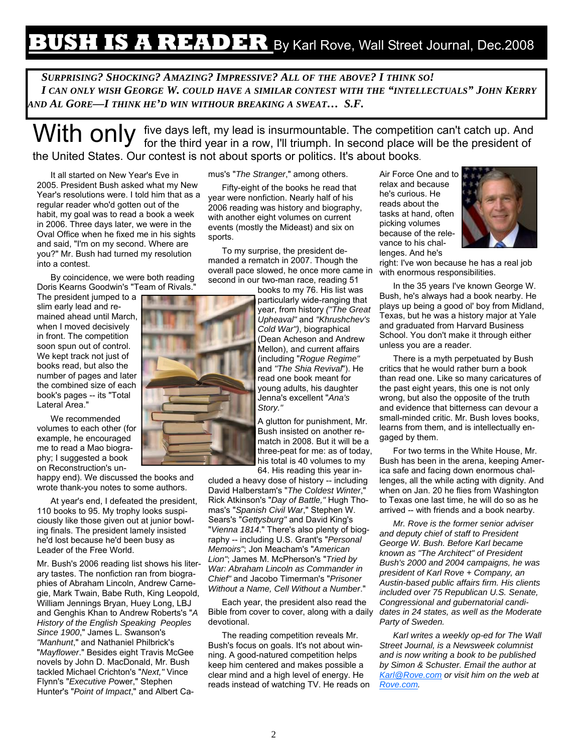# BUSH IS A READER By Karl Rove, Wall Street Journal, Dec.2008

***SURPRISING? SHOCKING? AMAZING? IMPRESSIVE? ALL OF THE ABOVE? I THINK SO!***
***I CAN ONLY WISH GEORGE W. COULD HAVE A SIMILAR CONTEST WITH THE "INTELLECTUALS" JOHN KERRY AND AL GORE—I THINK HE'D WIN WITHOUR BREAKING A SWEAT… S.F.***

With only five days left, my lead is insurmountable. The competition can't catch up. And for the third year in a row, I'll triumph. In second place will be the president of the United States. Our contest is not about sports or politics. It's about books.

It all started on New Year's Eve in 2005. President Bush asked what my New Year's resolutions were. I told him that as a regular reader who'd gotten out of the habit, my goal was to read a book a week in 2006. Three days later, we were in the Oval Office when he fixed me in his sights and said, "I'm on my second. Where are you?" Mr. Bush had turned my resolution into a contest.

By coincidence, we were both reading Doris Kearns Goodwin's "Team of Rivals." The president jumped to a slim early lead and remained ahead until March, when I moved decisively in front. The competition soon spun out of control. We kept track not just of books read, but also the number of pages and later the combined size of each book's pages -- its "Total Lateral Area."

We recommended volumes to each other (for example, he encouraged me to read a Mao biography; I suggested a book on Reconstruction's unhappy end). We discussed the books and wrote thank-you notes to some authors.

At year's end, I defeated the president, 110 books to 95. My trophy looks suspiciously like those given out at junior bowling finals. The president lamely insisted he'd lost because he'd been busy as Leader of the Free World.

Mr. Bush's 2006 reading list shows his literary tastes. The nonfiction ran from biographies of Abraham Lincoln, Andrew Carnegie, Mark Twain, Babe Ruth, King Leopold, William Jennings Bryan, Huey Long, LBJ and Genghis Khan to Andrew Roberts's "*A History of the English Speaking Peoples Since 1900*," James L. Swanson's *"Manhunt*," and Nathaniel Philbrick's "*Mayflower*." Besides eight Travis McGee novels by John D. MacDonald, Mr. Bush tackled Michael Crichton's "*Next,"* Vince Flynn's "*Executive* Power," Stephen Hunter's "*Point of Impact*," and Albert Camus's "*The Stranger*," among others.

Fifty-eight of the books he read that year were nonfiction. Nearly half of his 2006 reading was history and biography, with another eight volumes on current events (mostly the Mideast) and six on sports.

To my surprise, the president demanded a rematch in 2007. Though the overall pace slowed, he once more came in second in our two-man race, reading 51 books to my 76. His list was particularly wide-ranging that year, from history *("The Great Upheaval"* and *"Khrushchev's Cold War")*, biographical (Dean Acheson and Andrew Mellon), and current affairs (including "*Rogue Regime"* and *"The Shia Revival*"). He read one book meant for young adults, his daughter Jenna's excellent "*Ana's Story."*

A glutton for punishment, Mr. Bush insisted on another rematch in 2008. But it will be a three-peat for me: as of today, his total is 40 volumes to my 64. His reading this year included a heavy dose of history -- including David Halberstam's "*The Coldest Winter*," Rick Atkinson's "*Day of Battle,"* Hugh Thomas's "*Spanish Civil War*," Stephen W. Sears's "*Gettysburg"* and David King's "*Vienna 1814*." There's also plenty of biography -- including U.S. Grant's "*Personal Memoirs"*; Jon Meacham's "*American Lion"*; James M. McPherson's "*Tried by War: Abraham Lincoln as Commander in Chief"* and Jacobo Timerman's "*Prisoner Without a Name, Cell Without a Number*."

Each year, the president also read the Bible from cover to cover, along with a daily devotional.

The reading competition reveals Mr. Bush's focus on goals. It's not about winning. A good-natured competition helps keep him centered and makes possible a clear mind and a high level of energy. He reads instead of watching TV. He reads on Air Force One and to relax and because he's curious. He reads about the tasks at hand, often picking volumes because of the relevance to his challenges. And he's right: I've won because he has a real job with enormous responsibilities.

In the 35 years I've known George W. Bush, he's always had a book nearby. He plays up being a good ol' boy from Midland, Texas, but he was a history major at Yale and graduated from Harvard Business School. You don't make it through either unless you are a reader.

There is a myth perpetuated by Bush critics that he would rather burn a book than read one. Like so many caricatures of the past eight years, this one is not only wrong, but also the opposite of the truth and evidence that bitterness can devour a small-minded critic. Mr. Bush loves books, learns from them, and is intellectually engaged by them.

For two terms in the White House, Mr. Bush has been in the arena, keeping America safe and facing down enormous challenges, all the while acting with dignity. And when on Jan. 20 he flies from Washington to Texas one last time, he will do so as he arrived -- with friends and a book nearby.

*Mr. Rove is the former senior adviser and deputy chief of staff to President George W. Bush. Before Karl became known as "The Architect" of President Bush's 2000 and 2004 campaigns, he was president of Karl Rove + Company, an Austin-based public affairs firm. His clients included over 75 Republican U.S. Senate, Congressional and gubernatorial candidates in 24 states, as well as the Moderate Party of Sweden.*

*Karl writes a weekly op-ed for The Wall Street Journal, is a Newsweek columnist and is now writing a book to be published by Simon & Schuster. Email the author at Karl@Rove.com or visit him on the web at Rove.com.*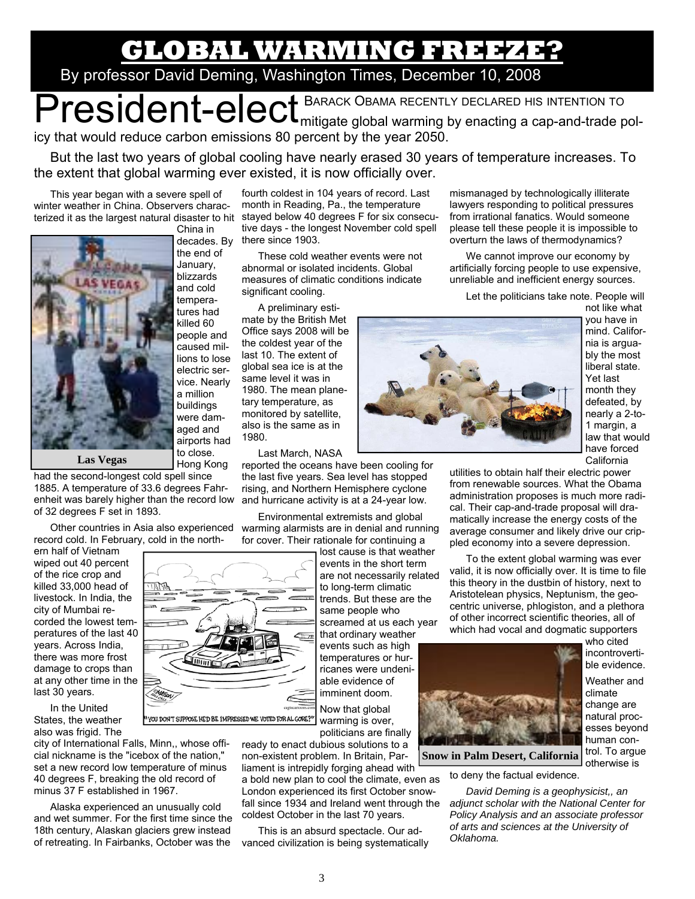# GLOBAL WARMING FREEZE?

By professor David Deming, Washington Times, December 10, 2008

President-elect Barack Obama recently declared his intention to mitigate global warming by enacting a cap-and-trade policy that would reduce carbon emissions 80 percent by the year 2050.

But the last two years of global cooling have nearly erased 30 years of temperature increases. To the extent that global warming ever existed, it is now officially over.

This year began with a severe spell of winter weather in China. Observers characterized it as the largest natural disaster to hit China in decades. By the end of January, blizzards and cold temperatures had killed 60 people and caused millions to lose electric service. Nearly a million buildings were damaged and airports had to close. Hong Kong had the second-longest cold spell since 1885. A temperature of 33.6 degrees Fahrenheit was barely higher than the record low of 32 degrees F set in 1893.

**Las Vegas**

Other countries in Asia also experienced record cold. In February, cold in the northern half of Vietnam wiped out 40 percent of the rice crop and killed 33,000 head of livestock. In India, the city of Mumbai recorded the lowest temperatures of the last 40 years. Across India, there was more frost damage to crops than at any other time in the last 30 years.

In the United States, the weather also was frigid. The city of International Falls, Minn,, whose official nickname is the "icebox of the nation," set a new record low temperature of minus 40 degrees F, breaking the old record of minus 37 F established in 1967.

Alaska experienced an unusually cold and wet summer. For the first time since the 18th century, Alaskan glaciers grew instead of retreating. In Fairbanks, October was the fourth coldest in 104 years of record. Last month in Reading, Pa., the temperature stayed below 40 degrees F for six consecutive days - the longest November cold spell there since 1903.

These cold weather events were not abnormal or isolated incidents. Global measures of climatic conditions indicate significant cooling.

A preliminary estimate by the British Met Office says 2008 will be the coldest year of the last 10. The extent of global sea ice is at the same level it was in 1980. The mean planetary temperature, as monitored by satellite, also is the same as in 1980.

Last March, NASA reported the oceans have been cooling for the last five years. Sea level has stopped rising, and Northern Hemisphere cyclone and hurricane activity is at a 24-year low.

Environmental extremists and global warming alarmists are in denial and running for cover. Their rationale for continuing a lost cause is that weather events in the short term are not necessarily related to long-term climatic trends. But these are the same people who screamed at us each year that ordinary weather events such as high temperatures or hurricanes were undeniable evidence of imminent doom.

"YOU DON'T SUPPOSE HE'D BE IMPRESSED WE VOTED FOR AL GORE?"

Now that global warming is over, politicians are finally ready to enact dubious solutions to a non-existent problem. In Britain, Parliament is intrepidly forging ahead with a bold new plan to cool the climate, even as London experienced its first October snowfall since 1934 and Ireland went through the coldest October in the last 70 years.

This is an absurd spectacle. Our advanced civilization is being systematically mismanaged by technologically illiterate lawyers responding to political pressures from irrational fanatics. Would someone please tell these people it is impossible to overturn the laws of thermodynamics?

We cannot improve our economy by artificially forcing people to use expensive, unreliable and inefficient energy sources.

Let the politicians take note. People will not like what you have in mind. California is arguably the most liberal state. Yet last month they defeated, by nearly a 2-to-1 margin, a law that would have forced California utilities to obtain half their electric power from renewable sources. What the Obama administration proposes is much more radical. Their cap-and-trade proposal will dramatically increase the energy costs of the average consumer and likely drive our crippled economy into a severe depression.

To the extent global warming was ever valid, it is now officially over. It is time to file this theory in the dustbin of history, next to Aristotelean physics, Neptunism, the geocentric universe, phlogiston, and a plethora of other incorrect scientific theories, all of which had vocal and dogmatic supporters who cited incontrovertible evidence.

**Snow in Palm Desert, California**

Weather and climate change are natural processes beyond human control. To argue otherwise is to deny the factual evidence.

*David Deming is a geophysicist,, an adjunct scholar with the National Center for Policy Analysis and an associate professor of arts and sciences at the University of Oklahoma.*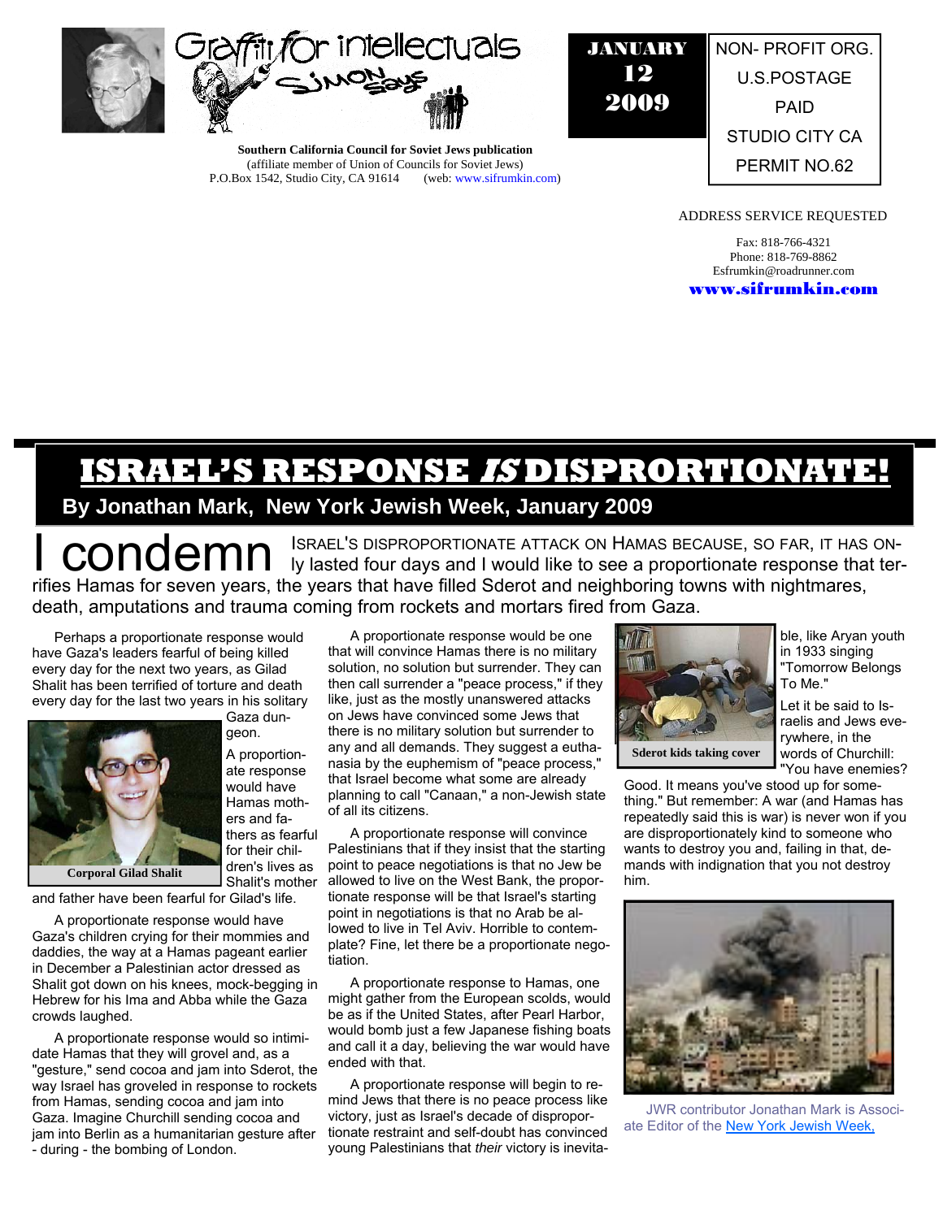Graffiti for intellectuals

Simon Says

**Southern California Council for Soviet Jews publication**
(affiliate member of Union of Councils for Soviet Jews)
P.O.Box 1542, Studio City, CA 91614 (web: www.sifrumkin.com)

**JANUARY 12 2009**

NON- PROFIT ORG.
U.S.POSTAGE
PAID
STUDIO CITY CA
PERMIT NO.62

ADDRESS SERVICE REQUESTED

Fax: 818-766-4321
Phone: 818-769-8862
Esfrumkin@roadrunner.com
**www.sifrumkin.com**

# ISRAEL'S RESPONSE *IS* DISPRORTIONATE!

**By Jonathan Mark, New York Jewish Week, January 2009**

I condemn ISRAEL'S DISPROPORTIONATE ATTACK ON HAMAS BECAUSE, SO FAR, IT HAS ONly lasted four days and I would like to see a proportionate response that terrifies Hamas for seven years, the years that have filled Sderot and neighboring towns with nightmares, death, amputations and trauma coming from rockets and mortars fired from Gaza.

Perhaps a proportionate response would have Gaza's leaders fearful of being killed every day for the next two years, as Gilad Shalit has been terrified of torture and death every day for the last two years in his solitary Gaza dungeon.

Corporal Gilad Shalit

A proportionate response would have Hamas mothers and fathers as fearful for their children's lives as Shalit's mother and father have been fearful for Gilad's life.

A proportionate response would have Gaza's children crying for their mommies and daddies, the way at a Hamas pageant earlier in December a Palestinian actor dressed as Shalit got down on his knees, mock-begging in Hebrew for his Ima and Abba while the Gaza crowds laughed.

A proportionate response would so intimidate Hamas that they will grovel and, as a "gesture," send cocoa and jam into Sderot, the way Israel has groveled in response to rockets from Hamas, sending cocoa and jam into Gaza. Imagine Churchill sending cocoa and jam into Berlin as a humanitarian gesture after - during - the bombing of London.

A proportionate response would be one that will convince Hamas there is no military solution, no solution but surrender. They can then call surrender a "peace process," if they like, just as the mostly unanswered attacks on Jews have convinced some Jews that there is no military solution but surrender to any and all demands. They suggest a euthanasia by the euphemism of "peace process," that Israel become what some are already planning to call "Canaan," a non-Jewish state of all its citizens.

A proportionate response will convince Palestinians that if they insist that the starting point to peace negotiations is that no Jew be allowed to live on the West Bank, the proportionate response will be that Israel's starting point in negotiations is that no Arab be allowed to live in Tel Aviv. Horrible to contemplate? Fine, let there be a proportionate negotiation.

A proportionate response to Hamas, one might gather from the European scolds, would be as if the United States, after Pearl Harbor, would bomb just a few Japanese fishing boats and call it a day, believing the war would have ended with that.

A proportionate response will begin to remind Jews that there is no peace process like victory, just as Israel's decade of disproportionate restraint and self-doubt has convinced young Palestinians that *their* victory is inevitable, like Aryan youth in 1933 singing "Tomorrow Belongs To Me."

Sderot kids taking cover

Let it be said to Israelis and Jews everywhere, in the words of Churchill: "You have enemies? Good. It means you've stood up for something." But remember: A war (and Hamas has repeatedly said this is war) is never won if you are disproportionately kind to someone who wants to destroy you and, failing in that, demands with indignation that you not destroy him.

JWR contributor Jonathan Mark is Associate Editor of the New York Jewish Week,